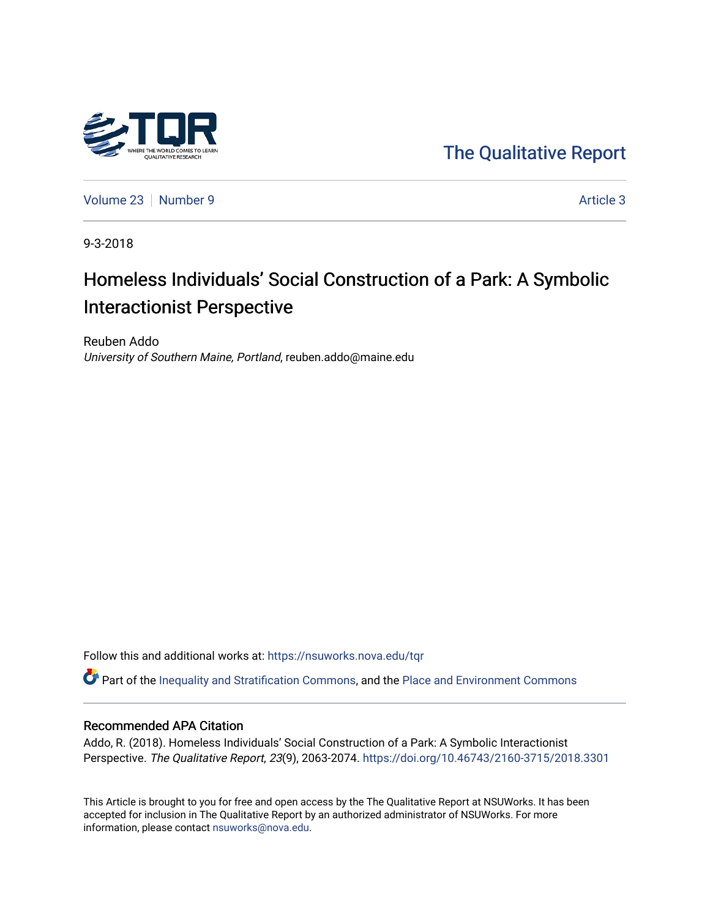The Qualitative Report

Volume 23 | Number 9 | Article 3

9-3-2018

# Homeless Individuals' Social Construction of a Park: A Symbolic Interactionist Perspective

Reuben Addo
*University of Southern Maine, Portland*, reuben.addo@maine.edu

Follow this and additional works at: https://nsuworks.nova.edu/tqr

Part of the Inequality and Stratification Commons, and the Place and Environment Commons

## Recommended APA Citation

Addo, R. (2018). Homeless Individuals' Social Construction of a Park: A Symbolic Interactionist Perspective. *The Qualitative Report*, *23*(9), 2063-2074. https://doi.org/10.46743/2160-3715/2018.3301

This Article is brought to you for free and open access by the The Qualitative Report at NSUWorks. It has been accepted for inclusion in The Qualitative Report by an authorized administrator of NSUWorks. For more information, please contact nsuworks@nova.edu.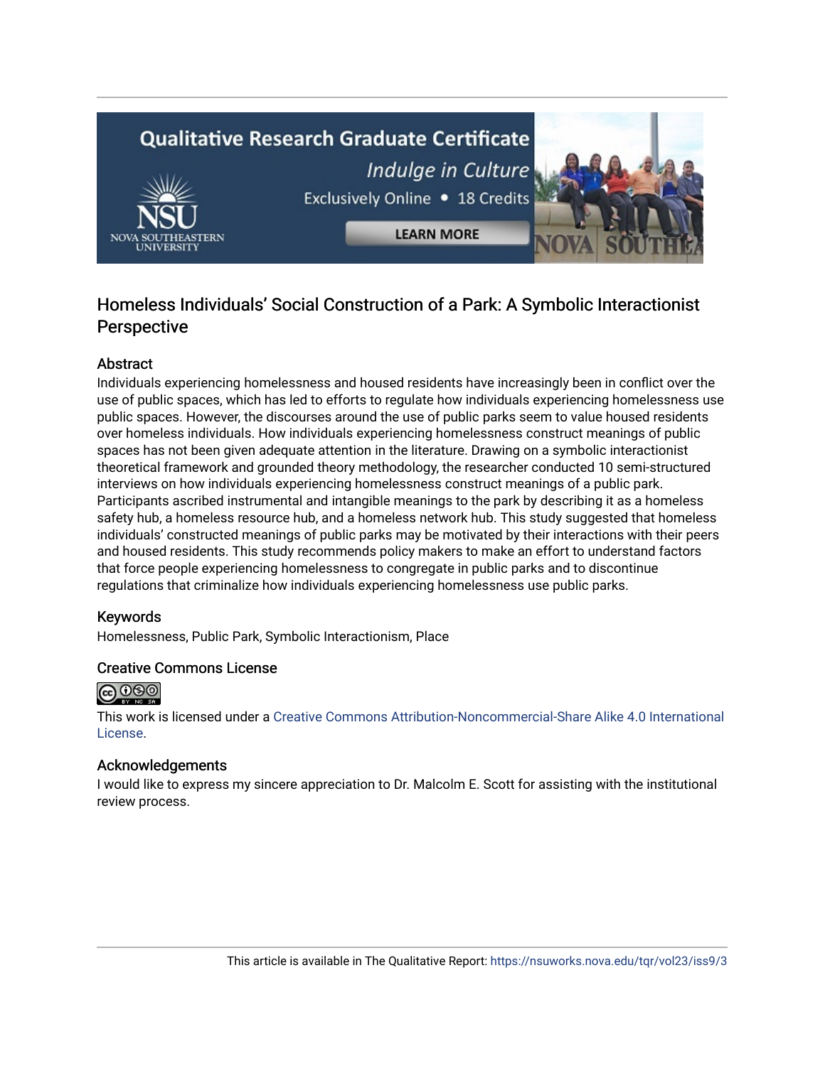# Homeless Individuals' Social Construction of a Park: A Symbolic Interactionist Perspective

## Abstract

Individuals experiencing homelessness and housed residents have increasingly been in conflict over the use of public spaces, which has led to efforts to regulate how individuals experiencing homelessness use public spaces. However, the discourses around the use of public parks seem to value housed residents over homeless individuals. How individuals experiencing homelessness construct meanings of public spaces has not been given adequate attention in the literature. Drawing on a symbolic interactionist theoretical framework and grounded theory methodology, the researcher conducted 10 semi-structured interviews on how individuals experiencing homelessness construct meanings of a public park. Participants ascribed instrumental and intangible meanings to the park by describing it as a homeless safety hub, a homeless resource hub, and a homeless network hub. This study suggested that homeless individuals' constructed meanings of public parks may be motivated by their interactions with their peers and housed residents. This study recommends policy makers to make an effort to understand factors that force people experiencing homelessness to congregate in public parks and to discontinue regulations that criminalize how individuals experiencing homelessness use public parks.

## Keywords

Homelessness, Public Park, Symbolic Interactionism, Place

## Creative Commons License

This work is licensed under a Creative Commons Attribution-Noncommercial-Share Alike 4.0 International License.

## Acknowledgements

I would like to express my sincere appreciation to Dr. Malcolm E. Scott for assisting with the institutional review process.

This article is available in The Qualitative Report: https://nsuworks.nova.edu/tqr/vol23/iss9/3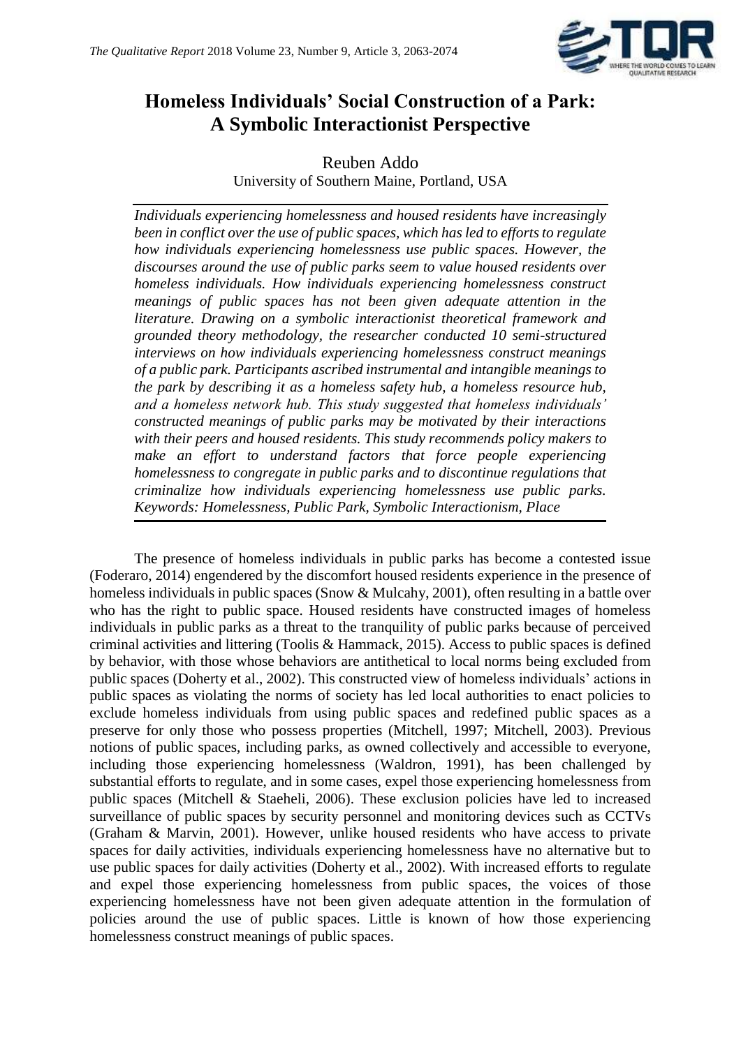# Homeless Individuals' Social Construction of a Park: A Symbolic Interactionist Perspective

Reuben Addo
University of Southern Maine, Portland, USA

*Individuals experiencing homelessness and housed residents have increasingly been in conflict over the use of public spaces, which has led to efforts to regulate how individuals experiencing homelessness use public spaces. However, the discourses around the use of public parks seem to value housed residents over homeless individuals. How individuals experiencing homelessness construct meanings of public spaces has not been given adequate attention in the literature. Drawing on a symbolic interactionist theoretical framework and grounded theory methodology, the researcher conducted 10 semi-structured interviews on how individuals experiencing homelessness construct meanings of a public park. Participants ascribed instrumental and intangible meanings to the park by describing it as a homeless safety hub, a homeless resource hub, and a homeless network hub. This study suggested that homeless individuals' constructed meanings of public parks may be motivated by their interactions with their peers and housed residents. This study recommends policy makers to make an effort to understand factors that force people experiencing homelessness to congregate in public parks and to discontinue regulations that criminalize how individuals experiencing homelessness use public parks. Keywords: Homelessness, Public Park, Symbolic Interactionism, Place*

The presence of homeless individuals in public parks has become a contested issue (Foderaro, 2014) engendered by the discomfort housed residents experience in the presence of homeless individuals in public spaces (Snow & Mulcahy, 2001), often resulting in a battle over who has the right to public space. Housed residents have constructed images of homeless individuals in public parks as a threat to the tranquility of public parks because of perceived criminal activities and littering (Toolis & Hammack, 2015). Access to public spaces is defined by behavior, with those whose behaviors are antithetical to local norms being excluded from public spaces (Doherty et al., 2002). This constructed view of homeless individuals' actions in public spaces as violating the norms of society has led local authorities to enact policies to exclude homeless individuals from using public spaces and redefined public spaces as a preserve for only those who possess properties (Mitchell, 1997; Mitchell, 2003). Previous notions of public spaces, including parks, as owned collectively and accessible to everyone, including those experiencing homelessness (Waldron, 1991), has been challenged by substantial efforts to regulate, and in some cases, expel those experiencing homelessness from public spaces (Mitchell & Staeheli, 2006). These exclusion policies have led to increased surveillance of public spaces by security personnel and monitoring devices such as CCTVs (Graham & Marvin, 2001). However, unlike housed residents who have access to private spaces for daily activities, individuals experiencing homelessness have no alternative but to use public spaces for daily activities (Doherty et al., 2002). With increased efforts to regulate and expel those experiencing homelessness from public spaces, the voices of those experiencing homelessness have not been given adequate attention in the formulation of policies around the use of public spaces. Little is known of how those experiencing homelessness construct meanings of public spaces.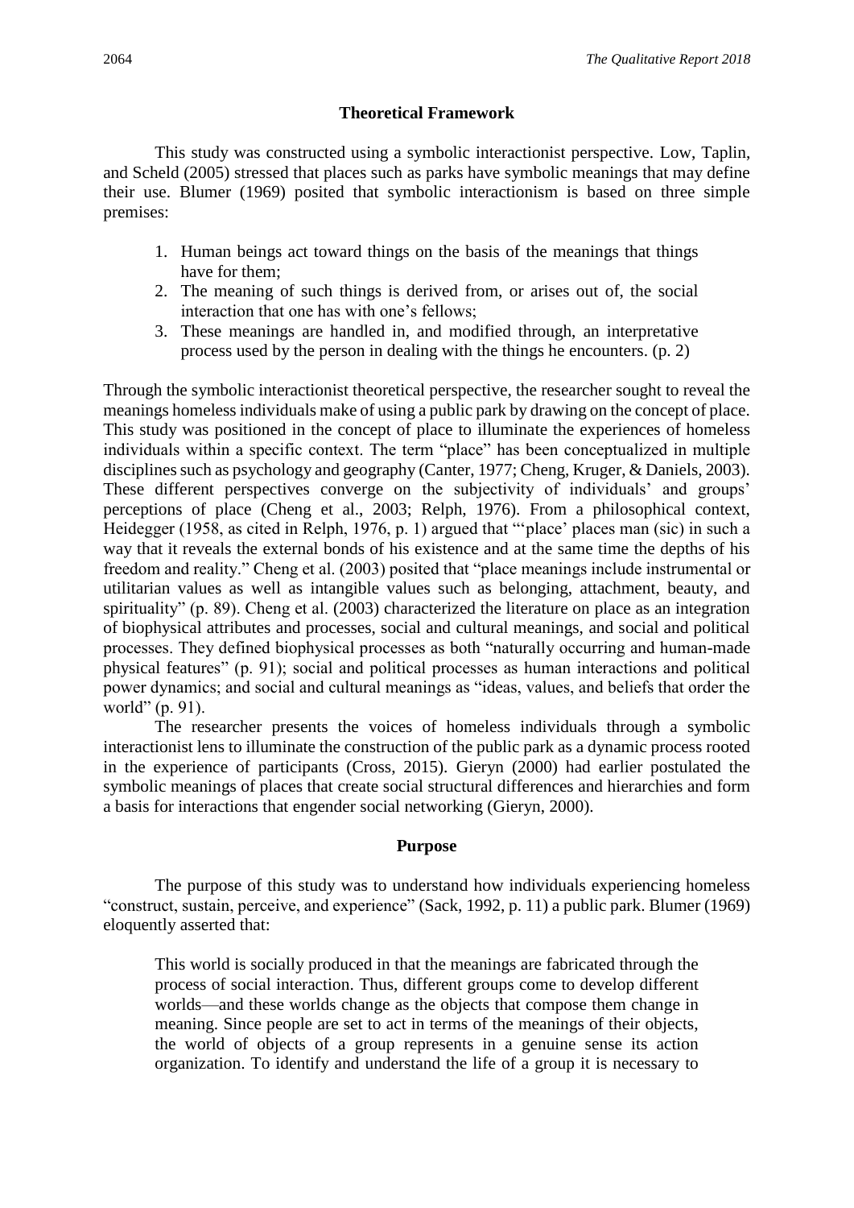## Theoretical Framework

This study was constructed using a symbolic interactionist perspective. Low, Taplin, and Scheld (2005) stressed that places such as parks have symbolic meanings that may define their use. Blumer (1969) posited that symbolic interactionism is based on three simple premises:

1. Human beings act toward things on the basis of the meanings that things have for them;
2. The meaning of such things is derived from, or arises out of, the social interaction that one has with one's fellows;
3. These meanings are handled in, and modified through, an interpretative process used by the person in dealing with the things he encounters. (p. 2)

Through the symbolic interactionist theoretical perspective, the researcher sought to reveal the meanings homeless individuals make of using a public park by drawing on the concept of place. This study was positioned in the concept of place to illuminate the experiences of homeless individuals within a specific context. The term "place" has been conceptualized in multiple disciplines such as psychology and geography (Canter, 1977; Cheng, Kruger, & Daniels, 2003). These different perspectives converge on the subjectivity of individuals' and groups' perceptions of place (Cheng et al., 2003; Relph, 1976). From a philosophical context, Heidegger (1958, as cited in Relph, 1976, p. 1) argued that "'place' places man (sic) in such a way that it reveals the external bonds of his existence and at the same time the depths of his freedom and reality." Cheng et al. (2003) posited that "place meanings include instrumental or utilitarian values as well as intangible values such as belonging, attachment, beauty, and spirituality" (p. 89). Cheng et al. (2003) characterized the literature on place as an integration of biophysical attributes and processes, social and cultural meanings, and social and political processes. They defined biophysical processes as both "naturally occurring and human-made physical features" (p. 91); social and political processes as human interactions and political power dynamics; and social and cultural meanings as "ideas, values, and beliefs that order the world" (p. 91).

The researcher presents the voices of homeless individuals through a symbolic interactionist lens to illuminate the construction of the public park as a dynamic process rooted in the experience of participants (Cross, 2015). Gieryn (2000) had earlier postulated the symbolic meanings of places that create social structural differences and hierarchies and form a basis for interactions that engender social networking (Gieryn, 2000).

## Purpose

The purpose of this study was to understand how individuals experiencing homeless "construct, sustain, perceive, and experience" (Sack, 1992, p. 11) a public park. Blumer (1969) eloquently asserted that:

> This world is socially produced in that the meanings are fabricated through the process of social interaction. Thus, different groups come to develop different worlds—and these worlds change as the objects that compose them change in meaning. Since people are set to act in terms of the meanings of their objects, the world of objects of a group represents in a genuine sense its action organization. To identify and understand the life of a group it is necessary to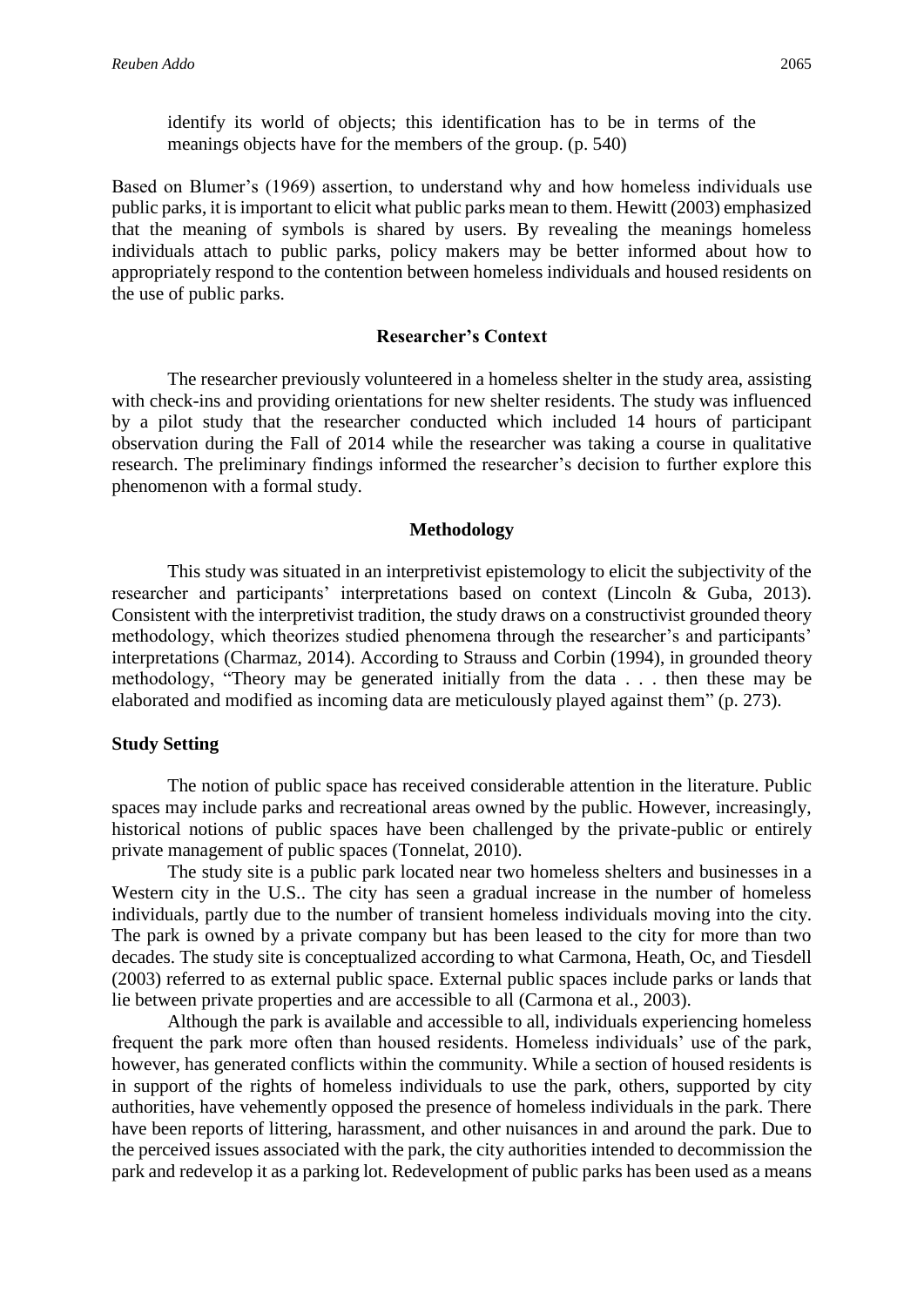> identify its world of objects; this identification has to be in terms of the meanings objects have for the members of the group. (p. 540)

Based on Blumer's (1969) assertion, to understand why and how homeless individuals use public parks, it is important to elicit what public parks mean to them. Hewitt (2003) emphasized that the meaning of symbols is shared by users. By revealing the meanings homeless individuals attach to public parks, policy makers may be better informed about how to appropriately respond to the contention between homeless individuals and housed residents on the use of public parks.

## Researcher's Context

The researcher previously volunteered in a homeless shelter in the study area, assisting with check-ins and providing orientations for new shelter residents. The study was influenced by a pilot study that the researcher conducted which included 14 hours of participant observation during the Fall of 2014 while the researcher was taking a course in qualitative research. The preliminary findings informed the researcher's decision to further explore this phenomenon with a formal study.

## Methodology

This study was situated in an interpretivist epistemology to elicit the subjectivity of the researcher and participants' interpretations based on context (Lincoln & Guba, 2013). Consistent with the interpretivist tradition, the study draws on a constructivist grounded theory methodology, which theorizes studied phenomena through the researcher's and participants' interpretations (Charmaz, 2014). According to Strauss and Corbin (1994), in grounded theory methodology, "Theory may be generated initially from the data . . . then these may be elaborated and modified as incoming data are meticulously played against them" (p. 273).

### Study Setting

The notion of public space has received considerable attention in the literature. Public spaces may include parks and recreational areas owned by the public. However, increasingly, historical notions of public spaces have been challenged by the private-public or entirely private management of public spaces (Tonnelat, 2010).

The study site is a public park located near two homeless shelters and businesses in a Western city in the U.S.. The city has seen a gradual increase in the number of homeless individuals, partly due to the number of transient homeless individuals moving into the city. The park is owned by a private company but has been leased to the city for more than two decades. The study site is conceptualized according to what Carmona, Heath, Oc, and Tiesdell (2003) referred to as external public space. External public spaces include parks or lands that lie between private properties and are accessible to all (Carmona et al., 2003).

Although the park is available and accessible to all, individuals experiencing homeless frequent the park more often than housed residents. Homeless individuals' use of the park, however, has generated conflicts within the community. While a section of housed residents is in support of the rights of homeless individuals to use the park, others, supported by city authorities, have vehemently opposed the presence of homeless individuals in the park. There have been reports of littering, harassment, and other nuisances in and around the park. Due to the perceived issues associated with the park, the city authorities intended to decommission the park and redevelop it as a parking lot. Redevelopment of public parks has been used as a means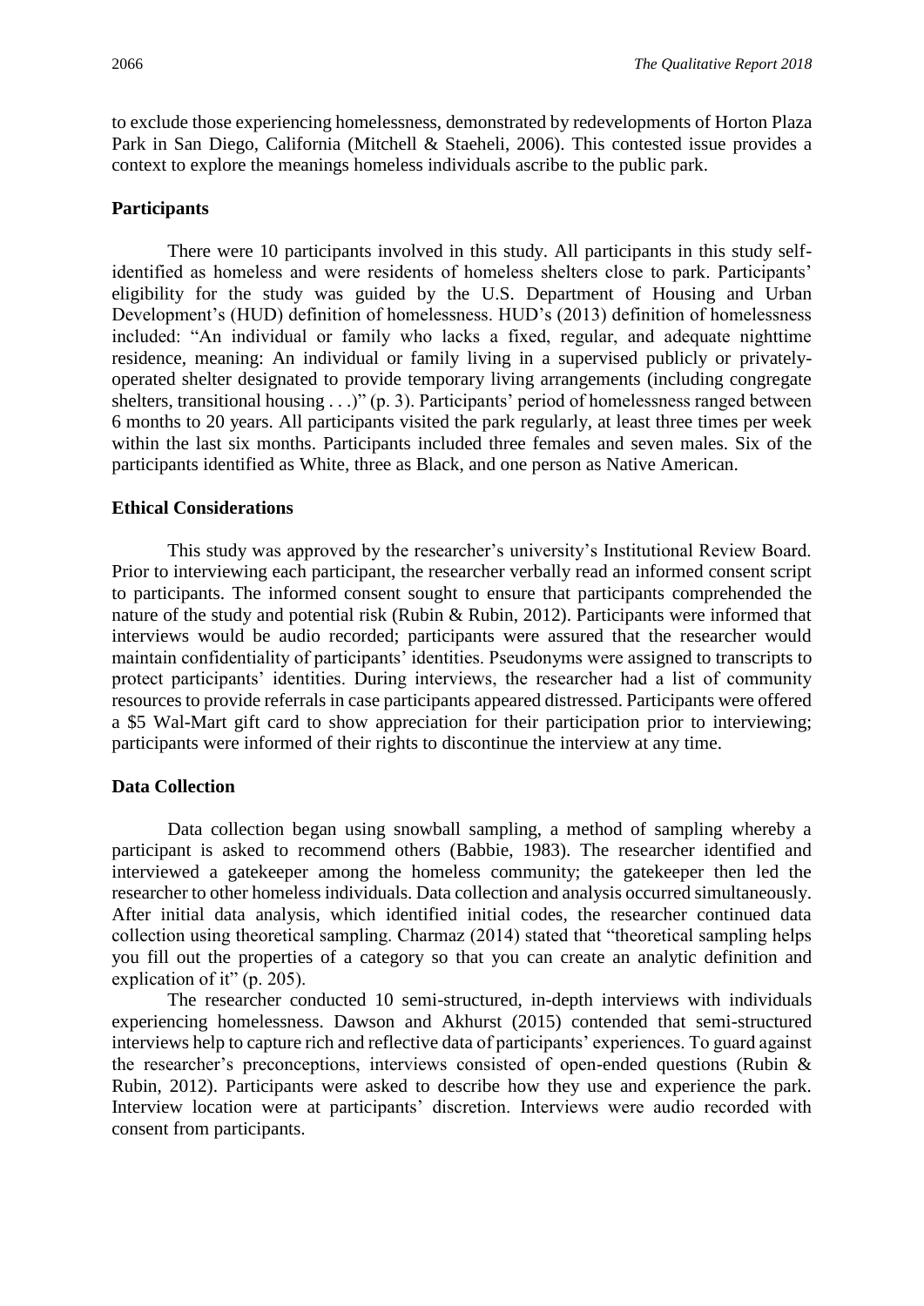to exclude those experiencing homelessness, demonstrated by redevelopments of Horton Plaza Park in San Diego, California (Mitchell & Staeheli, 2006). This contested issue provides a context to explore the meanings homeless individuals ascribe to the public park.

### Participants

There were 10 participants involved in this study. All participants in this study self-identified as homeless and were residents of homeless shelters close to park. Participants' eligibility for the study was guided by the U.S. Department of Housing and Urban Development's (HUD) definition of homelessness. HUD's (2013) definition of homelessness included: "An individual or family who lacks a fixed, regular, and adequate nighttime residence, meaning: An individual or family living in a supervised publicly or privately-operated shelter designated to provide temporary living arrangements (including congregate shelters, transitional housing . . .)" (p. 3). Participants' period of homelessness ranged between 6 months to 20 years. All participants visited the park regularly, at least three times per week within the last six months. Participants included three females and seven males. Six of the participants identified as White, three as Black, and one person as Native American.

### Ethical Considerations

This study was approved by the researcher's university's Institutional Review Board. Prior to interviewing each participant, the researcher verbally read an informed consent script to participants. The informed consent sought to ensure that participants comprehended the nature of the study and potential risk (Rubin & Rubin, 2012). Participants were informed that interviews would be audio recorded; participants were assured that the researcher would maintain confidentiality of participants' identities. Pseudonyms were assigned to transcripts to protect participants' identities. During interviews, the researcher had a list of community resources to provide referrals in case participants appeared distressed. Participants were offered a $5 Wal-Mart gift card to show appreciation for their participation prior to interviewing; participants were informed of their rights to discontinue the interview at any time.

### Data Collection

Data collection began using snowball sampling, a method of sampling whereby a participant is asked to recommend others (Babbie, 1983). The researcher identified and interviewed a gatekeeper among the homeless community; the gatekeeper then led the researcher to other homeless individuals. Data collection and analysis occurred simultaneously. After initial data analysis, which identified initial codes, the researcher continued data collection using theoretical sampling. Charmaz (2014) stated that "theoretical sampling helps you fill out the properties of a category so that you can create an analytic definition and explication of it" (p. 205).

The researcher conducted 10 semi-structured, in-depth interviews with individuals experiencing homelessness. Dawson and Akhurst (2015) contended that semi-structured interviews help to capture rich and reflective data of participants' experiences. To guard against the researcher's preconceptions, interviews consisted of open-ended questions (Rubin & Rubin, 2012). Participants were asked to describe how they use and experience the park. Interview location were at participants' discretion. Interviews were audio recorded with consent from participants.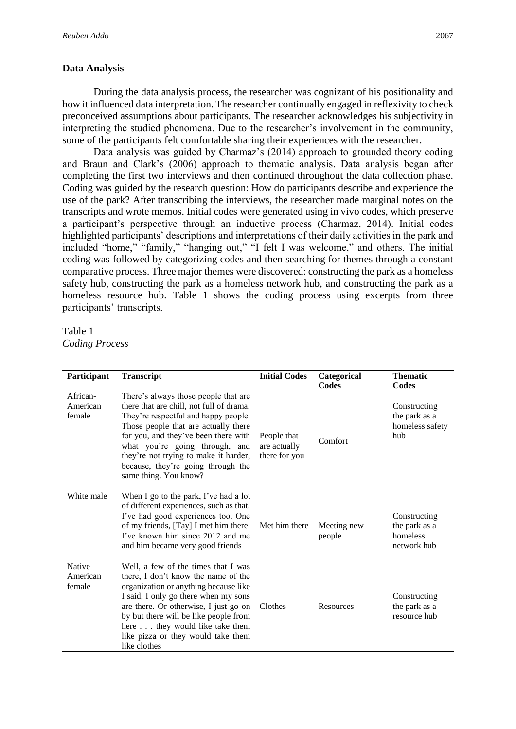## Data Analysis

During the data analysis process, the researcher was cognizant of his positionality and how it influenced data interpretation. The researcher continually engaged in reflexivity to check preconceived assumptions about participants. The researcher acknowledges his subjectivity in interpreting the studied phenomena. Due to the researcher's involvement in the community, some of the participants felt comfortable sharing their experiences with the researcher.

Data analysis was guided by Charmaz's (2014) approach to grounded theory coding and Braun and Clark's (2006) approach to thematic analysis. Data analysis began after completing the first two interviews and then continued throughout the data collection phase. Coding was guided by the research question: How do participants describe and experience the use of the park? After transcribing the interviews, the researcher made marginal notes on the transcripts and wrote memos. Initial codes were generated using in vivo codes, which preserve a participant's perspective through an inductive process (Charmaz, 2014). Initial codes highlighted participants' descriptions and interpretations of their daily activities in the park and included "home," "family," "hanging out," "I felt I was welcome," and others. The initial coding was followed by categorizing codes and then searching for themes through a constant comparative process. Three major themes were discovered: constructing the park as a homeless safety hub, constructing the park as a homeless network hub, and constructing the park as a homeless resource hub. Table 1 shows the coding process using excerpts from three participants' transcripts.

Table 1
*Coding Process*

| Participant | Transcript | Initial Codes | Categorical Codes | Thematic Codes |
|---|---|---|---|---|
| African-American female | There's always those people that are there that are chill, not full of drama. They're respectful and happy people. Those people that are actually there for you, and they've been there with what you're going through, and they're not trying to make it harder, because, they're going through the same thing. You know? | People that are actually there for you | Comfort | Constructing the park as a homeless safety hub |
| White male | When I go to the park, I've had a lot of different experiences, such as that. I've had good experiences too. One of my friends, [Tay] I met him there. I've known him since 2012 and me and him became very good friends | Met him there | Meeting new people | Constructing the park as a homeless network hub |
| Native American female | Well, a few of the times that I was there, I don't know the name of the organization or anything because like I said, I only go there when my sons are there. Or otherwise, I just go on by but there will be like people from here . . . they would like take them like pizza or they would take them like clothes | Clothes | Resources | Constructing the park as a resource hub |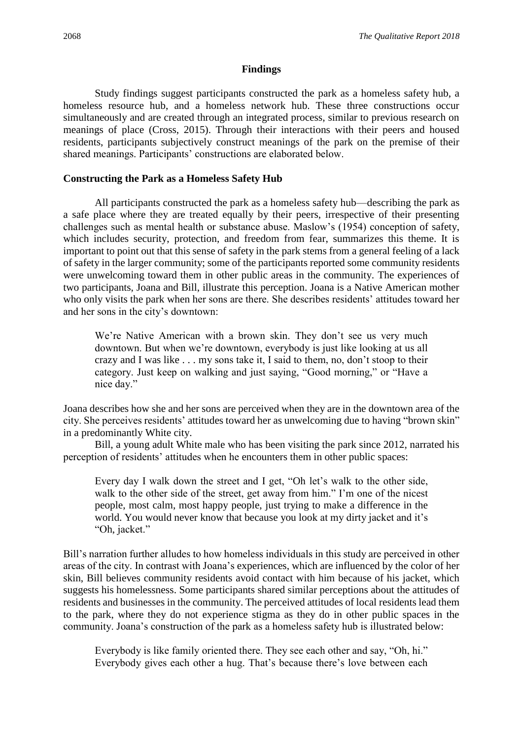## Findings

Study findings suggest participants constructed the park as a homeless safety hub, a homeless resource hub, and a homeless network hub. These three constructions occur simultaneously and are created through an integrated process, similar to previous research on meanings of place (Cross, 2015). Through their interactions with their peers and housed residents, participants subjectively construct meanings of the park on the premise of their shared meanings. Participants' constructions are elaborated below.

### Constructing the Park as a Homeless Safety Hub

All participants constructed the park as a homeless safety hub—describing the park as a safe place where they are treated equally by their peers, irrespective of their presenting challenges such as mental health or substance abuse. Maslow's (1954) conception of safety, which includes security, protection, and freedom from fear, summarizes this theme. It is important to point out that this sense of safety in the park stems from a general feeling of a lack of safety in the larger community; some of the participants reported some community residents were unwelcoming toward them in other public areas in the community. The experiences of two participants, Joana and Bill, illustrate this perception. Joana is a Native American mother who only visits the park when her sons are there. She describes residents' attitudes toward her and her sons in the city's downtown:

> We're Native American with a brown skin. They don't see us very much downtown. But when we're downtown, everybody is just like looking at us all crazy and I was like . . . my sons take it, I said to them, no, don't stoop to their category. Just keep on walking and just saying, "Good morning," or "Have a nice day."

Joana describes how she and her sons are perceived when they are in the downtown area of the city. She perceives residents' attitudes toward her as unwelcoming due to having "brown skin" in a predominantly White city.

Bill, a young adult White male who has been visiting the park since 2012, narrated his perception of residents' attitudes when he encounters them in other public spaces:

> Every day I walk down the street and I get, "Oh let's walk to the other side, walk to the other side of the street, get away from him." I'm one of the nicest people, most calm, most happy people, just trying to make a difference in the world. You would never know that because you look at my dirty jacket and it's "Oh, jacket."

Bill's narration further alludes to how homeless individuals in this study are perceived in other areas of the city. In contrast with Joana's experiences, which are influenced by the color of her skin, Bill believes community residents avoid contact with him because of his jacket, which suggests his homelessness. Some participants shared similar perceptions about the attitudes of residents and businesses in the community. The perceived attitudes of local residents lead them to the park, where they do not experience stigma as they do in other public spaces in the community. Joana's construction of the park as a homeless safety hub is illustrated below:

> Everybody is like family oriented there. They see each other and say, "Oh, hi." Everybody gives each other a hug. That's because there's love between each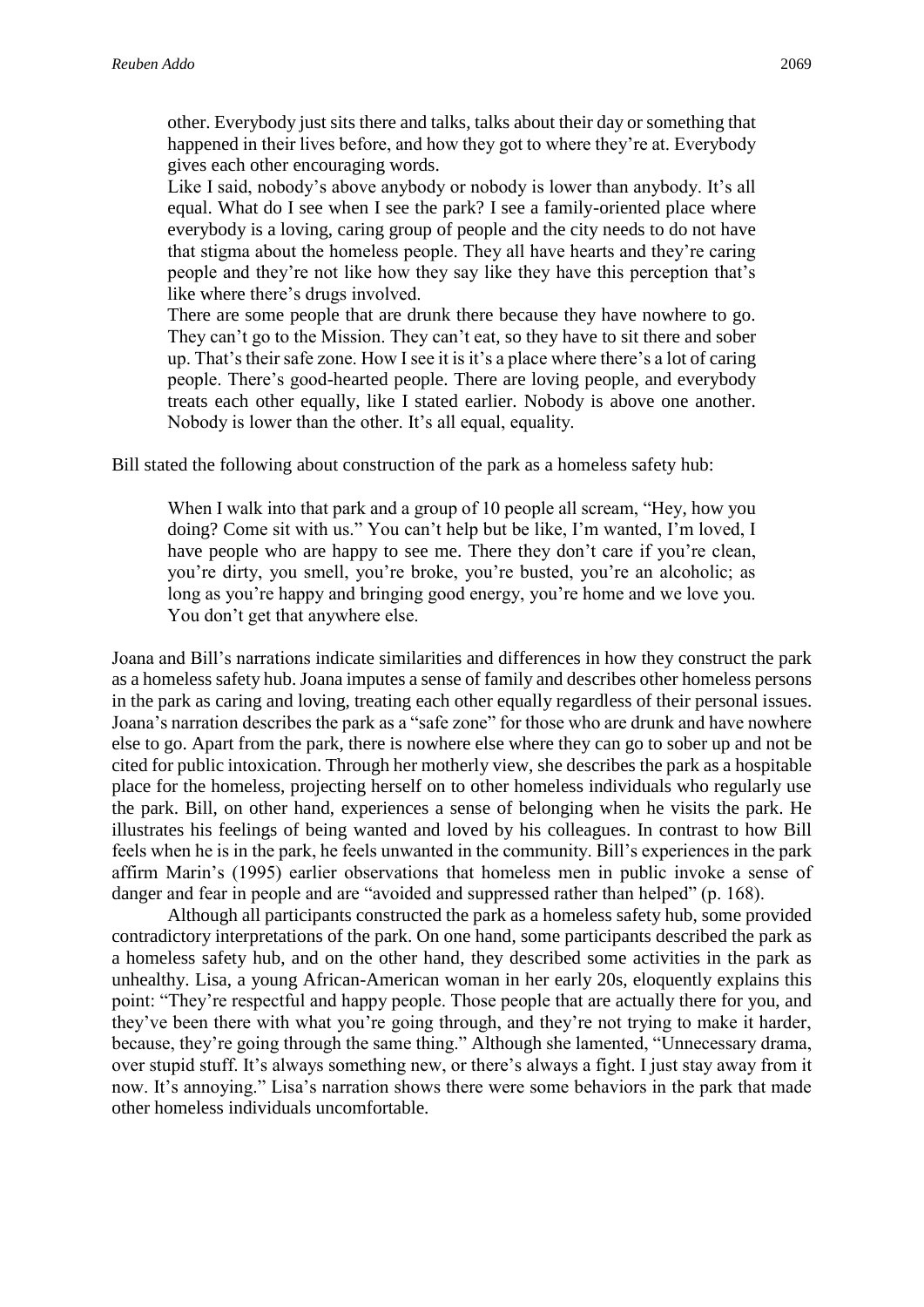> other. Everybody just sits there and talks, talks about their day or something that happened in their lives before, and how they got to where they're at. Everybody gives each other encouraging words.
>
> Like I said, nobody's above anybody or nobody is lower than anybody. It's all equal. What do I see when I see the park? I see a family-oriented place where everybody is a loving, caring group of people and the city needs to do not have that stigma about the homeless people. They all have hearts and they're caring people and they're not like how they say like they have this perception that's like where there's drugs involved.
>
> There are some people that are drunk there because they have nowhere to go. They can't go to the Mission. They can't eat, so they have to sit there and sober up. That's their safe zone. How I see it is it's a place where there's a lot of caring people. There's good-hearted people. There are loving people, and everybody treats each other equally, like I stated earlier. Nobody is above one another. Nobody is lower than the other. It's all equal, equality.

Bill stated the following about construction of the park as a homeless safety hub:

> When I walk into that park and a group of 10 people all scream, "Hey, how you doing? Come sit with us." You can't help but be like, I'm wanted, I'm loved, I have people who are happy to see me. There they don't care if you're clean, you're dirty, you smell, you're broke, you're busted, you're an alcoholic; as long as you're happy and bringing good energy, you're home and we love you. You don't get that anywhere else.

Joana and Bill's narrations indicate similarities and differences in how they construct the park as a homeless safety hub. Joana imputes a sense of family and describes other homeless persons in the park as caring and loving, treating each other equally regardless of their personal issues. Joana's narration describes the park as a "safe zone" for those who are drunk and have nowhere else to go. Apart from the park, there is nowhere else where they can go to sober up and not be cited for public intoxication. Through her motherly view, she describes the park as a hospitable place for the homeless, projecting herself on to other homeless individuals who regularly use the park. Bill, on other hand, experiences a sense of belonging when he visits the park. He illustrates his feelings of being wanted and loved by his colleagues. In contrast to how Bill feels when he is in the park, he feels unwanted in the community. Bill's experiences in the park affirm Marin's (1995) earlier observations that homeless men in public invoke a sense of danger and fear in people and are "avoided and suppressed rather than helped" (p. 168).

Although all participants constructed the park as a homeless safety hub, some provided contradictory interpretations of the park. On one hand, some participants described the park as a homeless safety hub, and on the other hand, they described some activities in the park as unhealthy. Lisa, a young African-American woman in her early 20s, eloquently explains this point: "They're respectful and happy people. Those people that are actually there for you, and they've been there with what you're going through, and they're not trying to make it harder, because, they're going through the same thing." Although she lamented, "Unnecessary drama, over stupid stuff. It's always something new, or there's always a fight. I just stay away from it now. It's annoying." Lisa's narration shows there were some behaviors in the park that made other homeless individuals uncomfortable.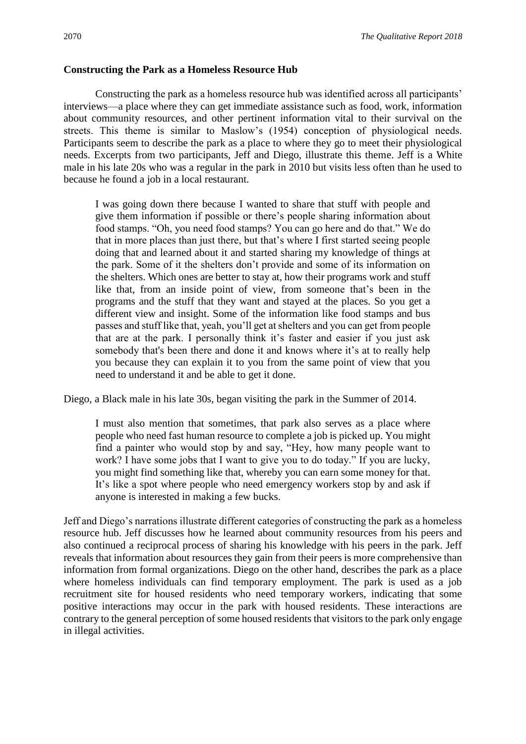**Constructing the Park as a Homeless Resource Hub**

Constructing the park as a homeless resource hub was identified across all participants' interviews—a place where they can get immediate assistance such as food, work, information about community resources, and other pertinent information vital to their survival on the streets. This theme is similar to Maslow's (1954) conception of physiological needs. Participants seem to describe the park as a place to where they go to meet their physiological needs. Excerpts from two participants, Jeff and Diego, illustrate this theme. Jeff is a White male in his late 20s who was a regular in the park in 2010 but visits less often than he used to because he found a job in a local restaurant.

> I was going down there because I wanted to share that stuff with people and give them information if possible or there's people sharing information about food stamps. "Oh, you need food stamps? You can go here and do that." We do that in more places than just there, but that's where I first started seeing people doing that and learned about it and started sharing my knowledge of things at the park. Some of it the shelters don't provide and some of its information on the shelters. Which ones are better to stay at, how their programs work and stuff like that, from an inside point of view, from someone that's been in the programs and the stuff that they want and stayed at the places. So you get a different view and insight. Some of the information like food stamps and bus passes and stuff like that, yeah, you'll get at shelters and you can get from people that are at the park. I personally think it's faster and easier if you just ask somebody that's been there and done it and knows where it's at to really help you because they can explain it to you from the same point of view that you need to understand it and be able to get it done.

Diego, a Black male in his late 30s, began visiting the park in the Summer of 2014.

> I must also mention that sometimes, that park also serves as a place where people who need fast human resource to complete a job is picked up. You might find a painter who would stop by and say, "Hey, how many people want to work? I have some jobs that I want to give you to do today." If you are lucky, you might find something like that, whereby you can earn some money for that. It's like a spot where people who need emergency workers stop by and ask if anyone is interested in making a few bucks.

Jeff and Diego's narrations illustrate different categories of constructing the park as a homeless resource hub. Jeff discusses how he learned about community resources from his peers and also continued a reciprocal process of sharing his knowledge with his peers in the park. Jeff reveals that information about resources they gain from their peers is more comprehensive than information from formal organizations. Diego on the other hand, describes the park as a place where homeless individuals can find temporary employment. The park is used as a job recruitment site for housed residents who need temporary workers, indicating that some positive interactions may occur in the park with housed residents. These interactions are contrary to the general perception of some housed residents that visitors to the park only engage in illegal activities.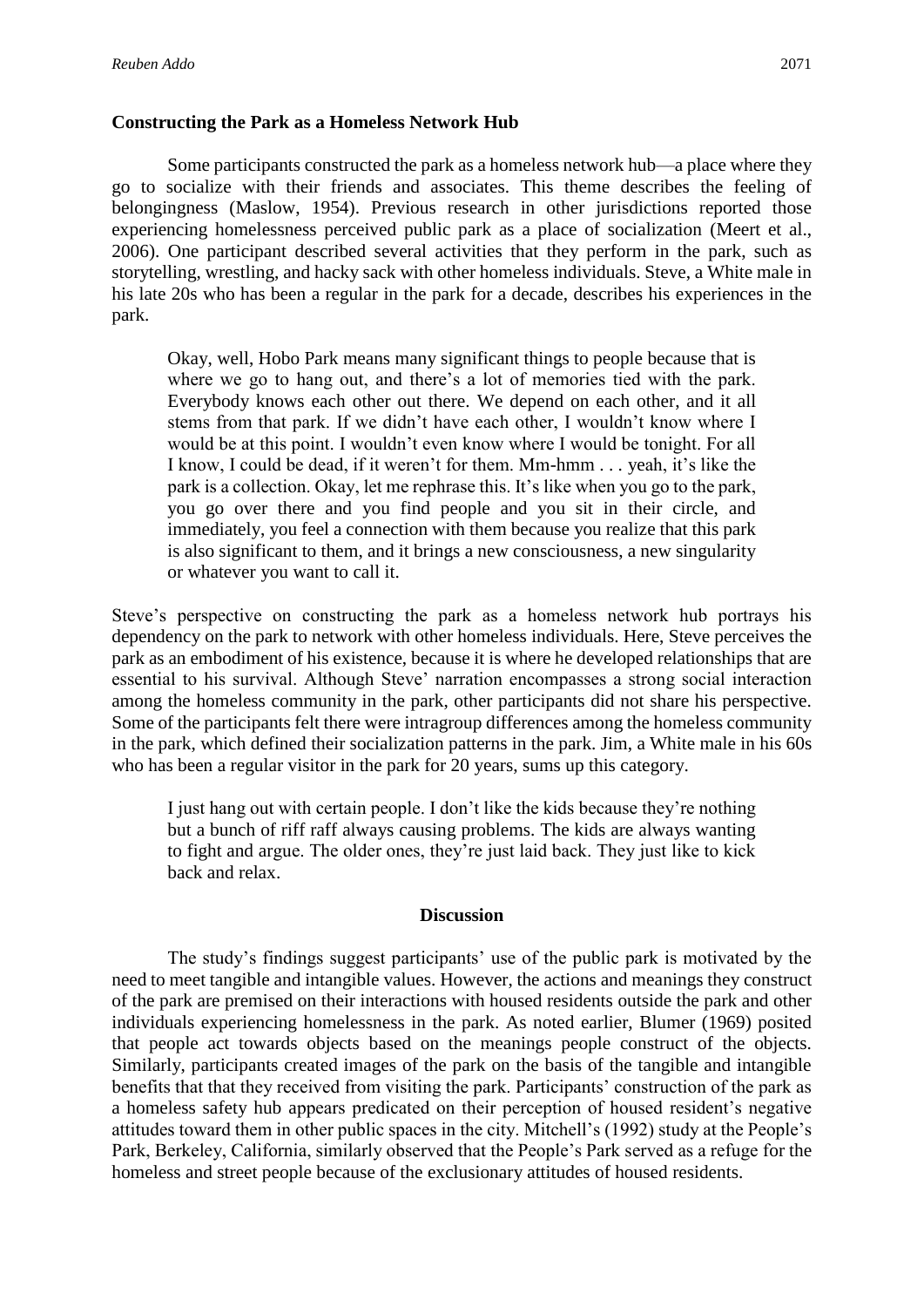### Constructing the Park as a Homeless Network Hub

Some participants constructed the park as a homeless network hub—a place where they go to socialize with their friends and associates. This theme describes the feeling of belongingness (Maslow, 1954). Previous research in other jurisdictions reported those experiencing homelessness perceived public park as a place of socialization (Meert et al., 2006). One participant described several activities that they perform in the park, such as storytelling, wrestling, and hacky sack with other homeless individuals. Steve, a White male in his late 20s who has been a regular in the park for a decade, describes his experiences in the park.

> Okay, well, Hobo Park means many significant things to people because that is where we go to hang out, and there's a lot of memories tied with the park. Everybody knows each other out there. We depend on each other, and it all stems from that park. If we didn't have each other, I wouldn't know where I would be at this point. I wouldn't even know where I would be tonight. For all I know, I could be dead, if it weren't for them. Mm-hmm . . . yeah, it's like the park is a collection. Okay, let me rephrase this. It's like when you go to the park, you go over there and you find people and you sit in their circle, and immediately, you feel a connection with them because you realize that this park is also significant to them, and it brings a new consciousness, a new singularity or whatever you want to call it.

Steve's perspective on constructing the park as a homeless network hub portrays his dependency on the park to network with other homeless individuals. Here, Steve perceives the park as an embodiment of his existence, because it is where he developed relationships that are essential to his survival. Although Steve' narration encompasses a strong social interaction among the homeless community in the park, other participants did not share his perspective. Some of the participants felt there were intragroup differences among the homeless community in the park, which defined their socialization patterns in the park. Jim, a White male in his 60s who has been a regular visitor in the park for 20 years, sums up this category.

> I just hang out with certain people. I don't like the kids because they're nothing but a bunch of riff raff always causing problems. The kids are always wanting to fight and argue. The older ones, they're just laid back. They just like to kick back and relax.

## Discussion

The study's findings suggest participants' use of the public park is motivated by the need to meet tangible and intangible values. However, the actions and meanings they construct of the park are premised on their interactions with housed residents outside the park and other individuals experiencing homelessness in the park. As noted earlier, Blumer (1969) posited that people act towards objects based on the meanings people construct of the objects. Similarly, participants created images of the park on the basis of the tangible and intangible benefits that that they received from visiting the park. Participants' construction of the park as a homeless safety hub appears predicated on their perception of housed resident's negative attitudes toward them in other public spaces in the city. Mitchell's (1992) study at the People's Park, Berkeley, California, similarly observed that the People's Park served as a refuge for the homeless and street people because of the exclusionary attitudes of housed residents.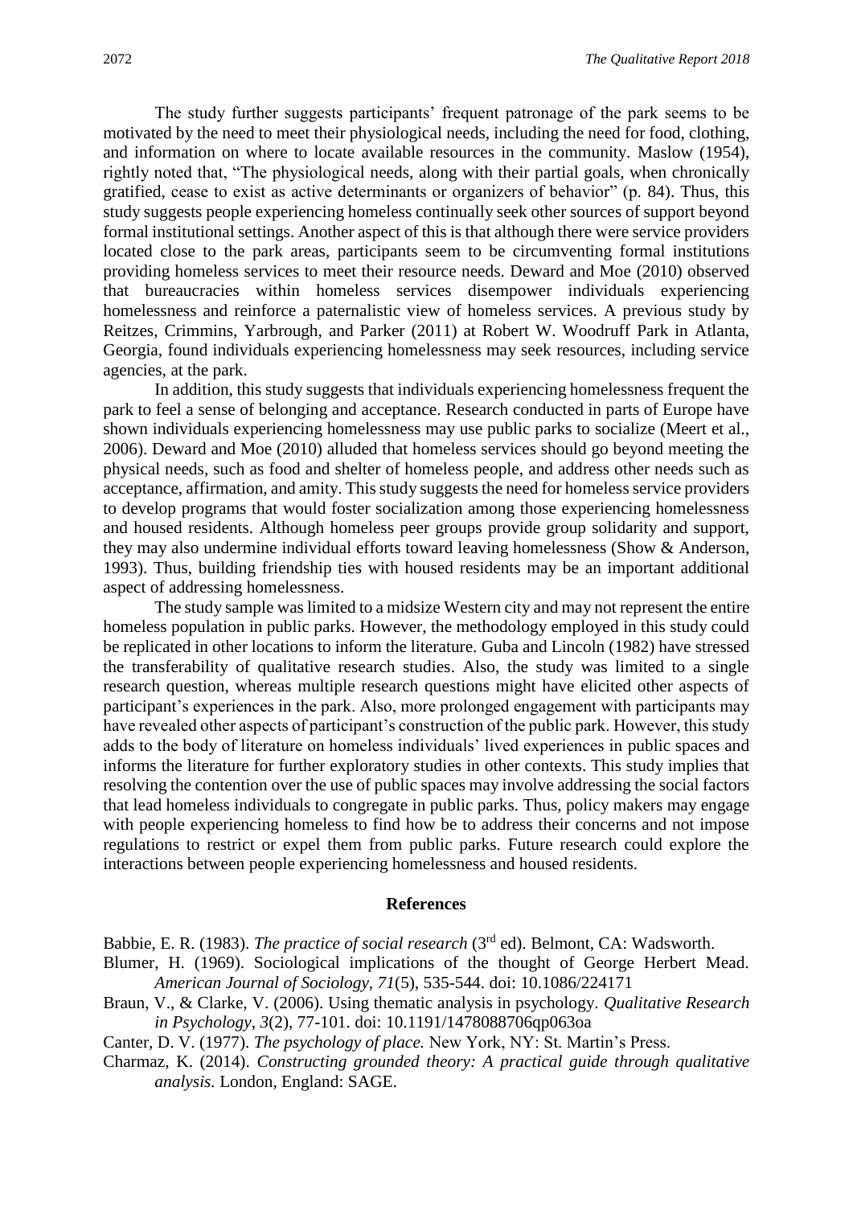The study further suggests participants' frequent patronage of the park seems to be motivated by the need to meet their physiological needs, including the need for food, clothing, and information on where to locate available resources in the community. Maslow (1954), rightly noted that, "The physiological needs, along with their partial goals, when chronically gratified, cease to exist as active determinants or organizers of behavior" (p. 84). Thus, this study suggests people experiencing homeless continually seek other sources of support beyond formal institutional settings. Another aspect of this is that although there were service providers located close to the park areas, participants seem to be circumventing formal institutions providing homeless services to meet their resource needs. Deward and Moe (2010) observed that bureaucracies within homeless services disempower individuals experiencing homelessness and reinforce a paternalistic view of homeless services. A previous study by Reitzes, Crimmins, Yarbrough, and Parker (2011) at Robert W. Woodruff Park in Atlanta, Georgia, found individuals experiencing homelessness may seek resources, including service agencies, at the park.

In addition, this study suggests that individuals experiencing homelessness frequent the park to feel a sense of belonging and acceptance. Research conducted in parts of Europe have shown individuals experiencing homelessness may use public parks to socialize (Meert et al., 2006). Deward and Moe (2010) alluded that homeless services should go beyond meeting the physical needs, such as food and shelter of homeless people, and address other needs such as acceptance, affirmation, and amity. This study suggests the need for homeless service providers to develop programs that would foster socialization among those experiencing homelessness and housed residents. Although homeless peer groups provide group solidarity and support, they may also undermine individual efforts toward leaving homelessness (Show & Anderson, 1993). Thus, building friendship ties with housed residents may be an important additional aspect of addressing homelessness.

The study sample was limited to a midsize Western city and may not represent the entire homeless population in public parks. However, the methodology employed in this study could be replicated in other locations to inform the literature. Guba and Lincoln (1982) have stressed the transferability of qualitative research studies. Also, the study was limited to a single research question, whereas multiple research questions might have elicited other aspects of participant's experiences in the park. Also, more prolonged engagement with participants may have revealed other aspects of participant's construction of the public park. However, this study adds to the body of literature on homeless individuals' lived experiences in public spaces and informs the literature for further exploratory studies in other contexts. This study implies that resolving the contention over the use of public spaces may involve addressing the social factors that lead homeless individuals to congregate in public parks. Thus, policy makers may engage with people experiencing homeless to find how be to address their concerns and not impose regulations to restrict or expel them from public parks. Future research could explore the interactions between people experiencing homelessness and housed residents.

## References

Babbie, E. R. (1983). *The practice of social research* (3rd ed). Belmont, CA: Wadsworth.

Blumer, H. (1969). Sociological implications of the thought of George Herbert Mead. *American Journal of Sociology*, *71*(5), 535-544. doi: 10.1086/224171

Braun, V., & Clarke, V. (2006). Using thematic analysis in psychology. *Qualitative Research in Psychology*, *3*(2), 77-101. doi: 10.1191/1478088706qp063oa

Canter, D. V. (1977). *The psychology of place.* New York, NY: St. Martin's Press.

Charmaz, K. (2014). *Constructing grounded theory: A practical guide through qualitative analysis.* London, England: SAGE.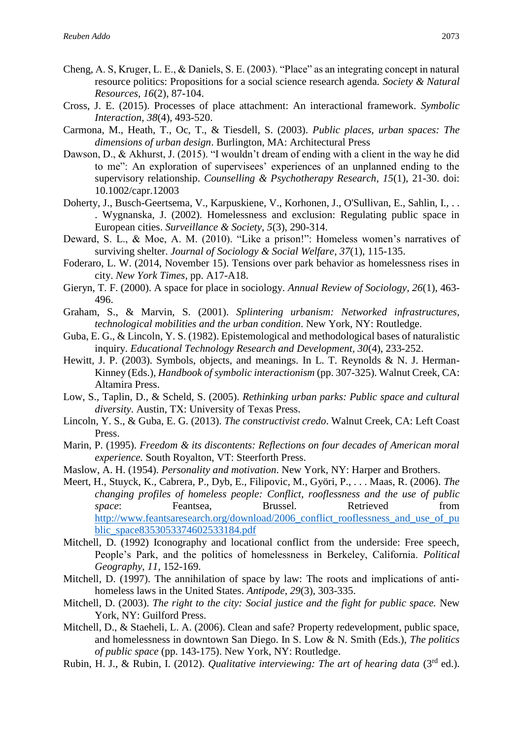Cheng, A. S, Kruger, L. E., & Daniels, S. E. (2003). "Place" as an integrating concept in natural resource politics: Propositions for a social science research agenda. *Society & Natural Resources*, *16*(2), 87-104.

Cross, J. E. (2015). Processes of place attachment: An interactional framework. *Symbolic Interaction*, *38*(4), 493-520.

Carmona, M., Heath, T., Oc, T., & Tiesdell, S. (2003). *Public places, urban spaces: The dimensions of urban design*. Burlington, MA: Architectural Press

Dawson, D., & Akhurst, J. (2015). "I wouldn't dream of ending with a client in the way he did to me": An exploration of supervisees' experiences of an unplanned ending to the supervisory relationship. *Counselling & Psychotherapy Research*, *15*(1), 21-30. doi: 10.1002/capr.12003

Doherty, J., Busch-Geertsema, V., Karpuskiene, V., Korhonen, J., O'Sullivan, E., Sahlin, I., . . . Wygnanska, J. (2002). Homelessness and exclusion: Regulating public space in European cities. *Surveillance & Society*, *5*(3), 290-314.

Deward, S. L., & Moe, A. M. (2010). "Like a prison!": Homeless women's narratives of surviving shelter. *Journal of Sociology & Social Welfare*, *37*(1), 115-135.

Foderaro, L. W. (2014, November 15). Tensions over park behavior as homelessness rises in city. *New York Times*, pp. A17-A18.

Gieryn, T. F. (2000). A space for place in sociology. *Annual Review of Sociology*, *26*(1), 463-496.

Graham, S., & Marvin, S. (2001). *Splintering urbanism: Networked infrastructures, technological mobilities and the urban condition*. New York, NY: Routledge.

Guba, E. G., & Lincoln, Y. S. (1982). Epistemological and methodological bases of naturalistic inquiry. *Educational Technology Research and Development*, *30*(4), 233-252.

Hewitt, J. P. (2003). Symbols, objects, and meanings. In L. T. Reynolds & N. J. Herman-Kinney (Eds.), *Handbook of symbolic interactionism* (pp. 307-325). Walnut Creek, CA: Altamira Press.

Low, S., Taplin, D., & Scheld, S. (2005). *Rethinking urban parks: Public space and cultural diversity*. Austin, TX: University of Texas Press.

Lincoln, Y. S., & Guba, E. G. (2013). *The constructivist credo*. Walnut Creek, CA: Left Coast Press.

Marin, P. (1995). *Freedom & its discontents: Reflections on four decades of American moral experience.* South Royalton, VT: Steerforth Press.

Maslow, A. H. (1954). *Personality and motivation*. New York, NY: Harper and Brothers.

Meert, H., Stuyck, K., Cabrera, P., Dyb, E., Filipovic, M., Györi, P., . . . Maas, R. (2006). *The changing profiles of homeless people: Conflict, rooflessness and the use of public space*: Feantsea, Brussel. Retrieved from http://www.feantsaresearch.org/download/2006_conflict_rooflessness_and_use_of_public_space8353053374602533184.pdf

Mitchell, D. (1992) Iconography and locational conflict from the underside: Free speech, People's Park, and the politics of homelessness in Berkeley, California. *Political Geography*, *11*, 152-169.

Mitchell, D. (1997). The annihilation of space by law: The roots and implications of anti-homeless laws in the United States. *Antipode*, *29*(3), 303-335.

Mitchell, D. (2003). *The right to the city: Social justice and the fight for public space.* New York, NY: Guilford Press.

Mitchell, D., & Staeheli, L. A. (2006). Clean and safe? Property redevelopment, public space, and homelessness in downtown San Diego. In S. Low & N. Smith (Eds.), *The politics of public space* (pp. 143-175). New York, NY: Routledge.

Rubin, H. J., & Rubin, I. (2012). *Qualitative interviewing: The art of hearing data* (3rd ed.).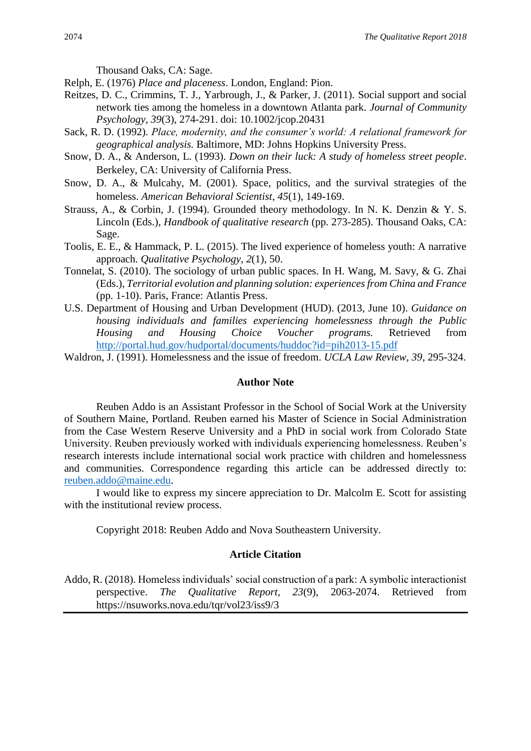Thousand Oaks, CA: Sage.

Relph, E. (1976) *Place and placeness*. London, England: Pion.

Reitzes, D. C., Crimmins, T. J., Yarbrough, J., & Parker, J. (2011). Social support and social network ties among the homeless in a downtown Atlanta park. *Journal of Community Psychology*, *39*(3), 274-291. doi: 10.1002/jcop.20431

Sack, R. D. (1992). *Place, modernity, and the consumer's world: A relational framework for geographical analysis.* Baltimore, MD: Johns Hopkins University Press.

Snow, D. A., & Anderson, L. (1993). *Down on their luck: A study of homeless street people*. Berkeley, CA: University of California Press.

Snow, D. A., & Mulcahy, M. (2001). Space, politics, and the survival strategies of the homeless. *American Behavioral Scientist*, *45*(1), 149-169.

Strauss, A., & Corbin, J. (1994). Grounded theory methodology. In N. K. Denzin & Y. S. Lincoln (Eds.), *Handbook of qualitative research* (pp. 273-285). Thousand Oaks, CA: Sage.

Toolis, E. E., & Hammack, P. L. (2015). The lived experience of homeless youth: A narrative approach. *Qualitative Psychology*, *2*(1), 50.

Tonnelat, S. (2010). The sociology of urban public spaces. In H. Wang, M. Savy, & G. Zhai (Eds.), *Territorial evolution and planning solution: experiences from China and France* (pp. 1-10). Paris, France: Atlantis Press.

U.S. Department of Housing and Urban Development (HUD). (2013, June 10). *Guidance on housing individuals and families experiencing homelessness through the Public Housing and Housing Choice Voucher programs.* Retrieved from http://portal.hud.gov/hudportal/documents/huddoc?id=pih2013-15.pdf

Waldron, J. (1991). Homelessness and the issue of freedom. *UCLA Law Review*, *39*, 295-324.

## Author Note

Reuben Addo is an Assistant Professor in the School of Social Work at the University of Southern Maine, Portland. Reuben earned his Master of Science in Social Administration from the Case Western Reserve University and a PhD in social work from Colorado State University. Reuben previously worked with individuals experiencing homelessness. Reuben's research interests include international social work practice with children and homelessness and communities. Correspondence regarding this article can be addressed directly to: reuben.addo@maine.edu.

I would like to express my sincere appreciation to Dr. Malcolm E. Scott for assisting with the institutional review process.

Copyright 2018: Reuben Addo and Nova Southeastern University.

## Article Citation

Addo, R. (2018). Homeless individuals' social construction of a park: A symbolic interactionist perspective. *The Qualitative Report*, *23*(9), 2063-2074. Retrieved from https://nsuworks.nova.edu/tqr/vol23/iss9/3